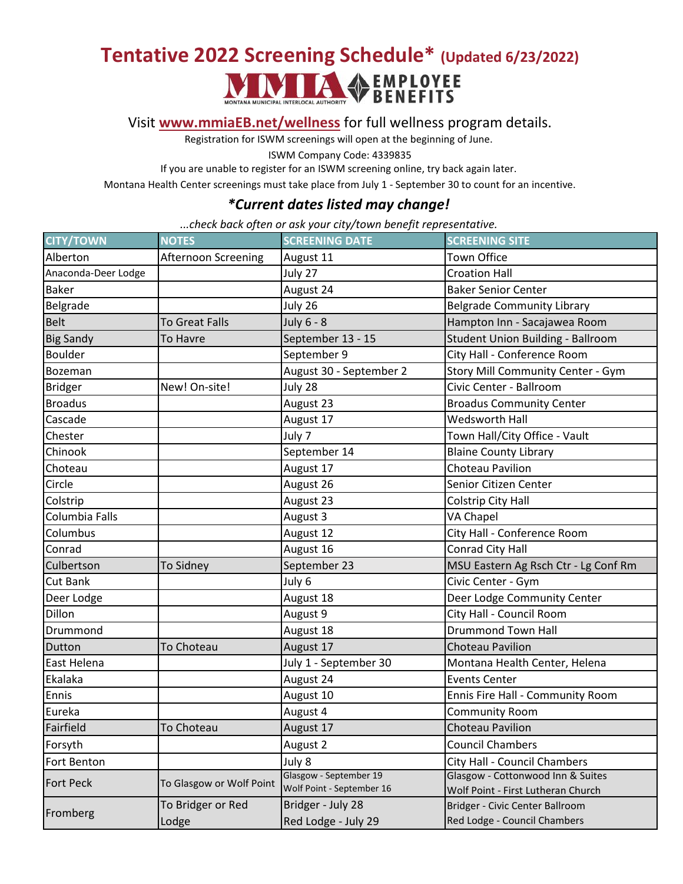# Tentative 2022 Screening Schedule* (Updated 6/23/2022)

MMIA EMPLOYEE BENEFITS
MONTANA MUNICIPAL INTERLOCAL AUTHORITY

Visit **www.mmiaEB.net/wellness** for full wellness program details.

Registration for ISWM screenings will open at the beginning of June.

ISWM Company Code: 4339835

If you are unable to register for an ISWM screening online, try back again later.

Montana Health Center screenings must take place from July 1 - September 30 to count for an incentive.

### *\*Current dates listed may change!*

*...check back often or ask your city/town benefit representative.*

| CITY/TOWN | NOTES | SCREENING DATE | SCREENING SITE |
|---|---|---|---|
| Alberton | Afternoon Screening | August 11 | Town Office |
| Anaconda-Deer Lodge | | July 27 | Croation Hall |
| Baker | | August 24 | Baker Senior Center |
| Belgrade | | July 26 | Belgrade Community Library |
| Belt | To Great Falls | July 6 - 8 | Hampton Inn - Sacajawea Room |
| Big Sandy | To Havre | September 13 - 15 | Student Union Building - Ballroom |
| Boulder | | September 9 | City Hall - Conference Room |
| Bozeman | | August 30 - September 2 | Story Mill Community Center - Gym |
| Bridger | New! On-site! | July 28 | Civic Center - Ballroom |
| Broadus | | August 23 | Broadus Community Center |
| Cascade | | August 17 | Wedsworth Hall |
| Chester | | July 7 | Town Hall/City Office - Vault |
| Chinook | | September 14 | Blaine County Library |
| Choteau | | August 17 | Choteau Pavilion |
| Circle | | August 26 | Senior Citizen Center |
| Colstrip | | August 23 | Colstrip City Hall |
| Columbia Falls | | August 3 | VA Chapel |
| Columbus | | August 12 | City Hall - Conference Room |
| Conrad | | August 16 | Conrad City Hall |
| Culbertson | To Sidney | September 23 | MSU Eastern Ag Rsch Ctr - Lg Conf Rm |
| Cut Bank | | July 6 | Civic Center - Gym |
| Deer Lodge | | August 18 | Deer Lodge Community Center |
| Dillon | | August 9 | City Hall - Council Room |
| Drummond | | August 18 | Drummond Town Hall |
| Dutton | To Choteau | August 17 | Choteau Pavilion |
| East Helena | | July 1 - September 30 | Montana Health Center, Helena |
| Ekalaka | | August 24 | Events Center |
| Ennis | | August 10 | Ennis Fire Hall - Community Room |
| Eureka | | August 4 | Community Room |
| Fairfield | To Choteau | August 17 | Choteau Pavilion |
| Forsyth | | August 2 | Council Chambers |
| Fort Benton | | July 8 | City Hall - Council Chambers |
| Fort Peck | To Glasgow or Wolf Point | Glasgow - September 19<br>Wolf Point - September 16 | Glasgow - Cottonwood Inn & Suites<br>Wolf Point - First Lutheran Church |
| Fromberg | To Bridger or Red Lodge | Bridger - July 28<br>Red Lodge - July 29 | Bridger - Civic Center Ballroom<br>Red Lodge - Council Chambers |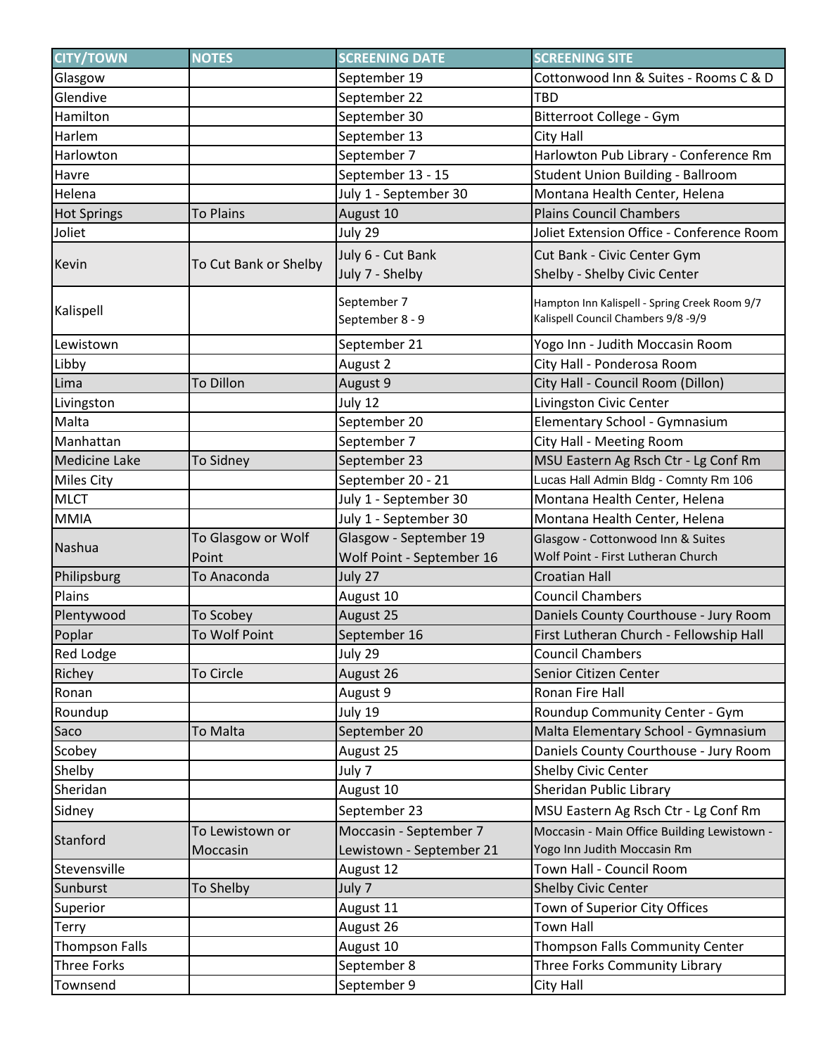| CITY/TOWN | NOTES | SCREENING DATE | SCREENING SITE |
|---|---|---|---|
| Glasgow | | September 19 | Cottonwood Inn & Suites - Rooms C & D |
| Glendive | | September 22 | TBD |
| Hamilton | | September 30 | Bitterroot College - Gym |
| Harlem | | September 13 | City Hall |
| Harlowton | | September 7 | Harlowton Pub Library - Conference Rm |
| Havre | | September 13 - 15 | Student Union Building - Ballroom |
| Helena | | July 1 - September 30 | Montana Health Center, Helena |
| Hot Springs | To Plains | August 10 | Plains Council Chambers |
| Joliet | | July 29 | Joliet Extension Office - Conference Room |
| Kevin | To Cut Bank or Shelby | July 6 - Cut Bank<br>July 7 - Shelby | Cut Bank - Civic Center Gym<br>Shelby - Shelby Civic Center |
| Kalispell | | September 7<br>September 8 - 9 | Hampton Inn Kalispell - Spring Creek Room 9/7<br>Kalispell Council Chambers 9/8 -9/9 |
| Lewistown | | September 21 | Yogo Inn - Judith Moccasin Room |
| Libby | | August 2 | City Hall - Ponderosa Room |
| Lima | To Dillon | August 9 | City Hall - Council Room (Dillon) |
| Livingston | | July 12 | Livingston Civic Center |
| Malta | | September 20 | Elementary School - Gymnasium |
| Manhattan | | September 7 | City Hall - Meeting Room |
| Medicine Lake | To Sidney | September 23 | MSU Eastern Ag Rsch Ctr - Lg Conf Rm |
| Miles City | | September 20 - 21 | Lucas Hall Admin Bldg - Comnty Rm 106 |
| MLCT | | July 1 - September 30 | Montana Health Center, Helena |
| MMIA | | July 1 - September 30 | Montana Health Center, Helena |
| Nashua | To Glasgow or Wolf Point | Glasgow - September 19<br>Wolf Point - September 16 | Glasgow - Cottonwood Inn & Suites<br>Wolf Point - First Lutheran Church |
| Philipsburg | To Anaconda | July 27 | Croatian Hall |
| Plains | | August 10 | Council Chambers |
| Plentywood | To Scobey | August 25 | Daniels County Courthouse - Jury Room |
| Poplar | To Wolf Point | September 16 | First Lutheran Church - Fellowship Hall |
| Red Lodge | | July 29 | Council Chambers |
| Richey | To Circle | August 26 | Senior Citizen Center |
| Ronan | | August 9 | Ronan Fire Hall |
| Roundup | | July 19 | Roundup Community Center - Gym |
| Saco | To Malta | September 20 | Malta Elementary School - Gymnasium |
| Scobey | | August 25 | Daniels County Courthouse - Jury Room |
| Shelby | | July 7 | Shelby Civic Center |
| Sheridan | | August 10 | Sheridan Public Library |
| Sidney | | September 23 | MSU Eastern Ag Rsch Ctr - Lg Conf Rm |
| Stanford | To Lewistown or Moccasin | Moccasin - September 7<br>Lewistown - September 21 | Moccasin - Main Office Building Lewistown - Yogo Inn Judith Moccasin Rm |
| Stevensville | | August 12 | Town Hall - Council Room |
| Sunburst | To Shelby | July 7 | Shelby Civic Center |
| Superior | | August 11 | Town of Superior City Offices |
| Terry | | August 26 | Town Hall |
| Thompson Falls | | August 10 | Thompson Falls Community Center |
| Three Forks | | September 8 | Three Forks Community Library |
| Townsend | | September 9 | City Hall |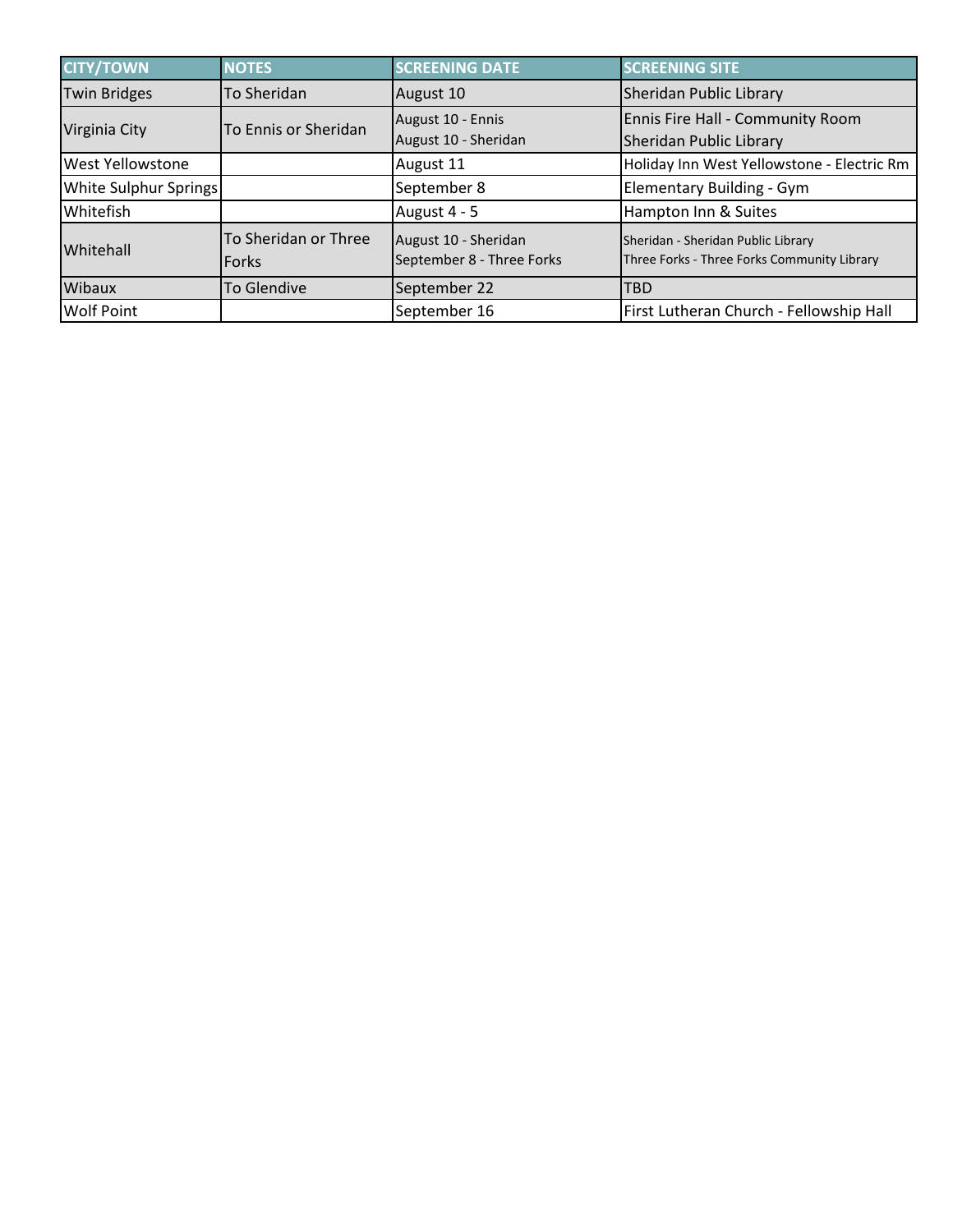| CITY/TOWN | NOTES | SCREENING DATE | SCREENING SITE |
|---|---|---|---|
| Twin Bridges | To Sheridan | August 10 | Sheridan Public Library |
| Virginia City | To Ennis or Sheridan | August 10 - Ennis<br>August 10 - Sheridan | Ennis Fire Hall - Community Room<br>Sheridan Public Library |
| West Yellowstone | | August 11 | Holiday Inn West Yellowstone - Electric Rm |
| White Sulphur Springs | | September 8 | Elementary Building - Gym |
| Whitefish | | August 4 - 5 | Hampton Inn & Suites |
| Whitehall | To Sheridan or Three Forks | August 10 - Sheridan<br>September 8 - Three Forks | Sheridan - Sheridan Public Library<br>Three Forks - Three Forks Community Library |
| Wibaux | To Glendive | September 22 | TBD |
| Wolf Point | | September 16 | First Lutheran Church - Fellowship Hall |